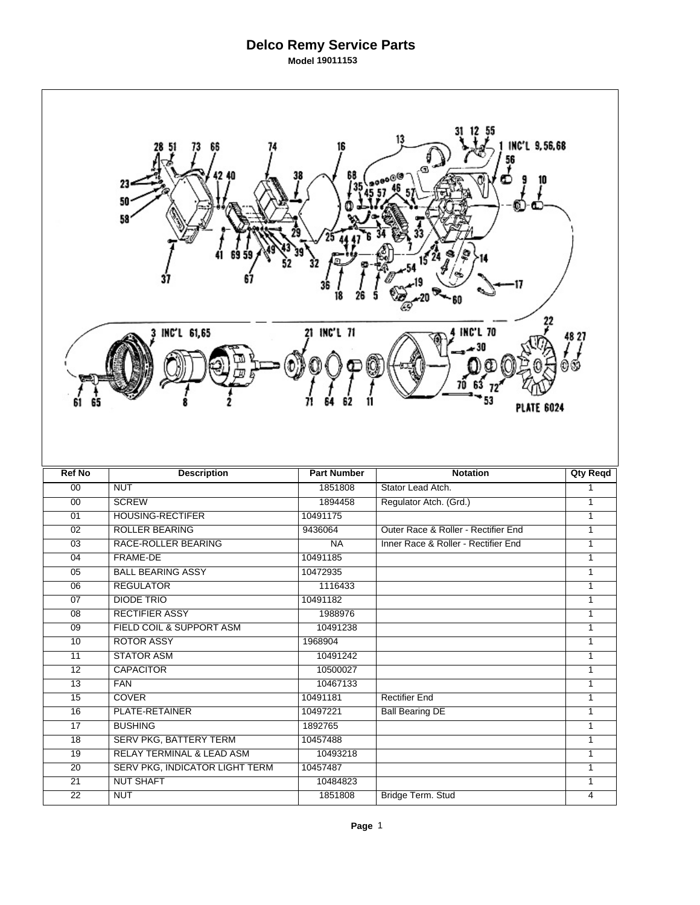# Delco Remy Service Parts

**Model 19011153**

| Ref No | Description | Part Number | Notation | Qty Reqd |
|---|---|---|---|---|
| 00 | NUT | 1851808 | Stator Lead Atch. | 1 |
| 00 | SCREW | 1894458 | Regulator Atch. (Grd.) | 1 |
| 01 | HOUSING-RECTIFER | 10491175 | | 1 |
| 02 | ROLLER BEARING | 9436064 | Outer Race & Roller - Rectifier End | 1 |
| 03 | RACE-ROLLER BEARING | NA | Inner Race & Roller - Rectifier End | 1 |
| 04 | FRAME-DE | 10491185 | | 1 |
| 05 | BALL BEARING ASSY | 10472935 | | 1 |
| 06 | REGULATOR | 1116433 | | 1 |
| 07 | DIODE TRIO | 10491182 | | 1 |
| 08 | RECTIFIER ASSY | 1988976 | | 1 |
| 09 | FIELD COIL & SUPPORT ASM | 10491238 | | 1 |
| 10 | ROTOR ASSY | 1968904 | | 1 |
| 11 | STATOR ASM | 10491242 | | 1 |
| 12 | CAPACITOR | 10500027 | | 1 |
| 13 | FAN | 10467133 | | 1 |
| 15 | COVER | 10491181 | Rectifier End | 1 |
| 16 | PLATE-RETAINER | 10497221 | Ball Bearing DE | 1 |
| 17 | BUSHING | 1892765 | | 1 |
| 18 | SERV PKG, BATTERY TERM | 10457488 | | 1 |
| 19 | RELAY TERMINAL & LEAD ASM | 10493218 | | 1 |
| 20 | SERV PKG, INDICATOR LIGHT TERM | 10457487 | | 1 |
| 21 | NUT SHAFT | 10484823 | | 1 |
| 22 | NUT | 1851808 | Bridge Term. Stud | 4 |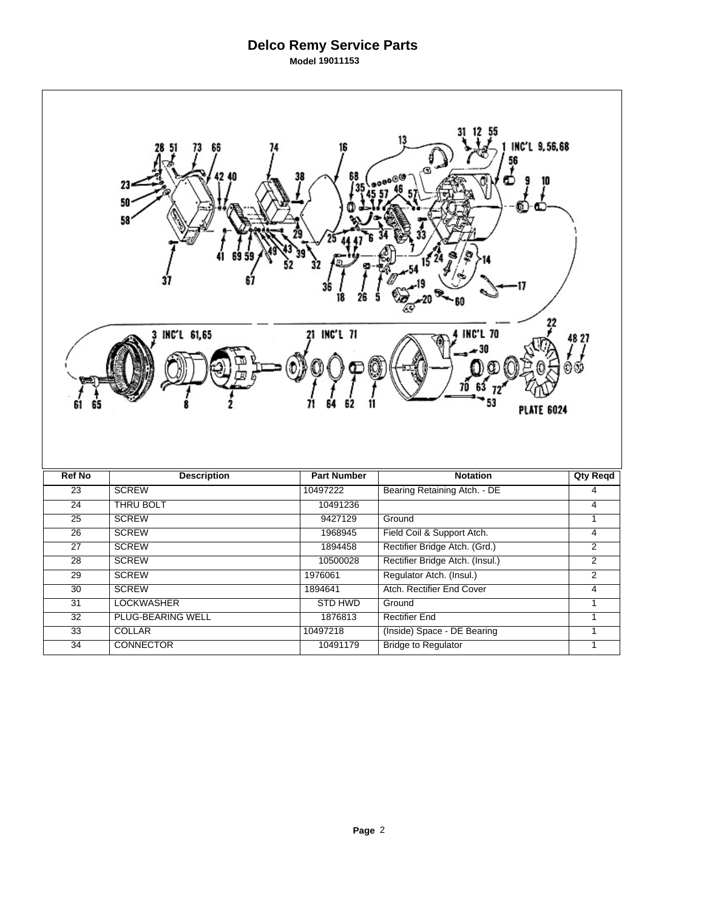# Delco Remy Service Parts

**Model 19011153**

3 INC'L 61,65

21 INC'L 71

4 INC'L 70

1 INC'L 9,56,68

PLATE 6024

| Ref No | Description | Part Number | Notation | Qty Reqd |
|---|---|---|---|---|
| 23 | SCREW | 10497222 | Bearing Retaining Atch. - DE | 4 |
| 24 | THRU BOLT | 10491236 | | 4 |
| 25 | SCREW | 9427129 | Ground | 1 |
| 26 | SCREW | 1968945 | Field Coil & Support Atch. | 4 |
| 27 | SCREW | 1894458 | Rectifier Bridge Atch. (Grd.) | 2 |
| 28 | SCREW | 10500028 | Rectifier Bridge Atch. (Insul.) | 2 |
| 29 | SCREW | 1976061 | Regulator Atch. (Insul.) | 2 |
| 30 | SCREW | 1894641 | Atch. Rectifier End Cover | 4 |
| 31 | LOCKWASHER | STD HWD | Ground | 1 |
| 32 | PLUG-BEARING WELL | 1876813 | Rectifier End | 1 |
| 33 | COLLAR | 10497218 | (Inside) Space - DE Bearing | 1 |
| 34 | CONNECTOR | 10491179 | Bridge to Regulator | 1 |